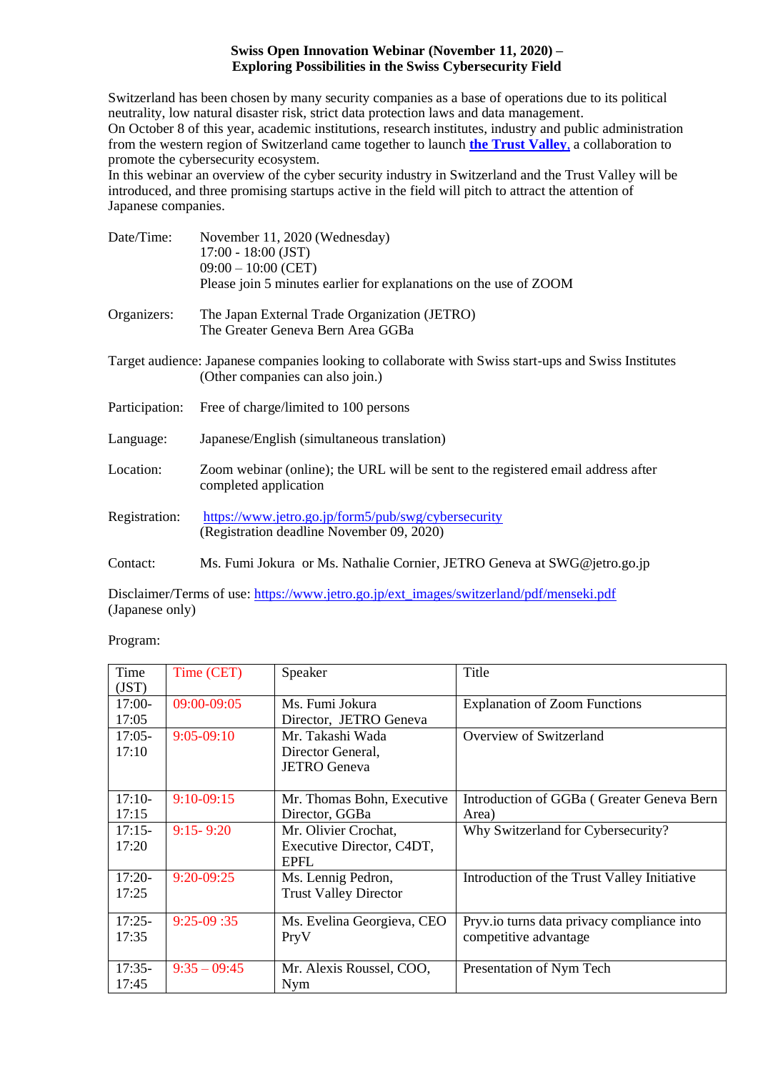# Swiss Open Innovation Webinar (November 11, 2020) – Exploring Possibilities in the Swiss Cybersecurity Field

Switzerland has been chosen by many security companies as a base of operations due to its political neutrality, low natural disaster risk, strict data protection laws and data management.
On October 8 of this year, academic institutions, research institutes, industry and public administration from the western region of Switzerland came together to launch **the Trust Valley**, a collaboration to promote the cybersecurity ecosystem.
In this webinar an overview of the cyber security industry in Switzerland and the Trust Valley will be introduced, and three promising startups active in the field will pitch to attract the attention of Japanese companies.

Date/Time: November 11, 2020 (Wednesday)
17:00 - 18:00 (JST)
09:00 – 10:00 (CET)
Please join 5 minutes earlier for explanations on the use of ZOOM

Organizers: The Japan External Trade Organization (JETRO)
The Greater Geneva Bern Area GGBa

Target audience: Japanese companies looking to collaborate with Swiss start-ups and Swiss Institutes (Other companies can also join.)

Participation: Free of charge/limited to 100 persons

Language: Japanese/English (simultaneous translation)

Location: Zoom webinar (online); the URL will be sent to the registered email address after completed application

Registration: https://www.jetro.go.jp/form5/pub/swg/cybersecurity
(Registration deadline November 09, 2020)

Contact: Ms. Fumi Jokura or Ms. Nathalie Cornier, JETRO Geneva at SWG@jetro.go.jp

Disclaimer/Terms of use: https://www.jetro.go.jp/ext_images/switzerland/pdf/menseki.pdf (Japanese only)

Program:

| Time (JST) | Time (CET) | Speaker | Title |
|---|---|---|---|
| 17:00-17:05 | 09:00-09:05 | Ms. Fumi Jokura<br>Director, JETRO Geneva | Explanation of Zoom Functions |
| 17:05-17:10 | 9:05-09:10 | Mr. Takashi Wada<br>Director General,<br>JETRO Geneva | Overview of Switzerland |
| 17:10-17:15 | 9:10-09:15 | Mr. Thomas Bohn, Executive Director, GGBa | Introduction of GGBa ( Greater Geneva Bern Area) |
| 17:15-17:20 | 9:15- 9:20 | Mr. Olivier Crochat, Executive Director, C4DT, EPFL | Why Switzerland for Cybersecurity? |
| 17:20-17:25 | 9:20-09:25 | Ms. Lennig Pedron,<br>Trust Valley Director | Introduction of the Trust Valley Initiative |
| 17:25-17:35 | 9:25-09 :35 | Ms. Evelina Georgieva, CEO PryV | Pryv.io turns data privacy compliance into competitive advantage |
| 17:35-17:45 | 9:35 – 09:45 | Mr. Alexis Roussel, COO, Nym | Presentation of Nym Tech |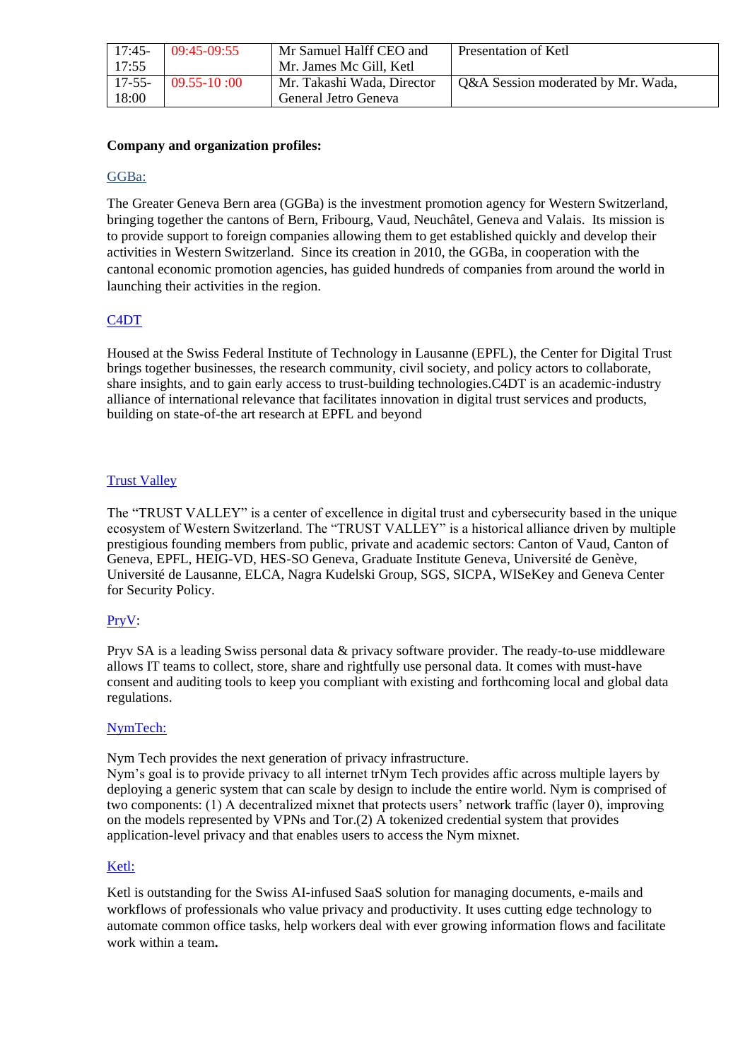| | | | |
|---|---|---|---|
| 17:45-17:55 | 09:45-09:55 | Mr Samuel Halff CEO and Mr. James Mc Gill, Ketl | Presentation of Ketl |
| 17-55-18:00 | 09.55-10 :00 | Mr. Takashi Wada, Director General Jetro Geneva | Q&A Session moderated by Mr. Wada, |

**Company and organization profiles:**

GGBa:

The Greater Geneva Bern area (GGBa) is the investment promotion agency for Western Switzerland, bringing together the cantons of Bern, Fribourg, Vaud, Neuchâtel, Geneva and Valais. Its mission is to provide support to foreign companies allowing them to get established quickly and develop their activities in Western Switzerland. Since its creation in 2010, the GGBa, in cooperation with the cantonal economic promotion agencies, has guided hundreds of companies from around the world in launching their activities in the region.

C4DT

Housed at the Swiss Federal Institute of Technology in Lausanne (EPFL), the Center for Digital Trust brings together businesses, the research community, civil society, and policy actors to collaborate, share insights, and to gain early access to trust-building technologies.C4DT is an academic-industry alliance of international relevance that facilitates innovation in digital trust services and products, building on state-of-the art research at EPFL and beyond

Trust Valley

The “TRUST VALLEY” is a center of excellence in digital trust and cybersecurity based in the unique ecosystem of Western Switzerland. The “TRUST VALLEY” is a historical alliance driven by multiple prestigious founding members from public, private and academic sectors: Canton of Vaud, Canton of Geneva, EPFL, HEIG-VD, HES-SO Geneva, Graduate Institute Geneva, Université de Genève, Université de Lausanne, ELCA, Nagra Kudelski Group, SGS, SICPA, WISeKey and Geneva Center for Security Policy.

PryV:

Pryv SA is a leading Swiss personal data & privacy software provider. The ready-to-use middleware allows IT teams to collect, store, share and rightfully use personal data. It comes with must-have consent and auditing tools to keep you compliant with existing and forthcoming local and global data regulations.

NymTech:

Nym Tech provides the next generation of privacy infrastructure.
Nym’s goal is to provide privacy to all internet trNym Tech provides affic across multiple layers by deploying a generic system that can scale by design to include the entire world. Nym is comprised of two components: (1) A decentralized mixnet that protects users’ network traffic (layer 0), improving on the models represented by VPNs and Tor.(2) A tokenized credential system that provides application-level privacy and that enables users to access the Nym mixnet.

Ketl:

Ketl is outstanding for the Swiss AI-infused SaaS solution for managing documents, e-mails and workflows of professionals who value privacy and productivity. It uses cutting edge technology to automate common office tasks, help workers deal with ever growing information flows and facilitate work within a team**.**